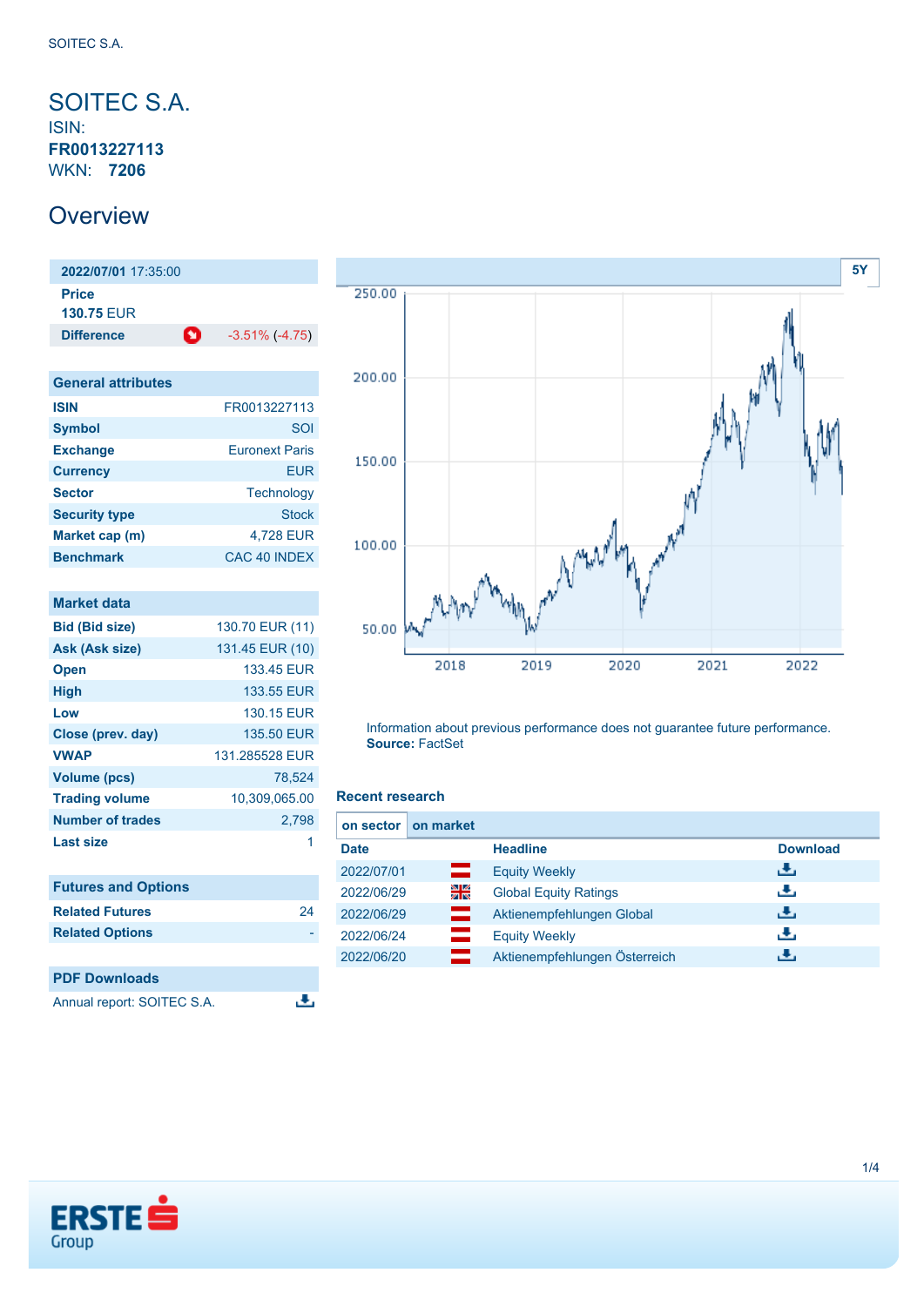# SOITEC S.A.

ISIN: **FR0013227113**

WKN: **7206**

## Overview

| 2022/07/01 17:35:00 | |
|---|---|
| **Price** | |
| **130.75** EUR | |
| **Difference** | -3.51% (-4.75) |

| General attributes | |
|---|---|
| **ISIN** | FR0013227113 |
| **Symbol** | SOI |
| **Exchange** | Euronext Paris |
| **Currency** | EUR |
| **Sector** | Technology |
| **Security type** | Stock |
| **Market cap (m)** | 4,728 EUR |
| **Benchmark** | CAC 40 INDEX |

| Market data | |
|---|---|
| **Bid (Bid size)** | 130.70 EUR (11) |
| **Ask (Ask size)** | 131.45 EUR (10) |
| **Open** | 133.45 EUR |
| **High** | 133.55 EUR |
| **Low** | 130.15 EUR |
| **Close (prev. day)** | 135.50 EUR |
| **VWAP** | 131.285528 EUR |
| **Volume (pcs)** | 78,524 |
| **Trading volume** | 10,309,065.00 |
| **Number of trades** | 2,798 |
| **Last size** | 1 |

| Futures and Options | |
|---|---|
| **Related Futures** | 24 |
| **Related Options** | - |

| PDF Downloads |
|---|
| Annual report: SOITEC S.A. |

5Y

Information about previous performance does not guarantee future performance.
**Source:** FactSet

### Recent research

on sector | on market

| Date | Headline | Download |
|---|---|---|
| 2022/07/01 | Equity Weekly | |
| 2022/06/29 | Global Equity Ratings | |
| 2022/06/29 | Aktienempfehlungen Global | |
| 2022/06/24 | Equity Weekly | |
| 2022/06/20 | Aktienempfehlungen Österreich | |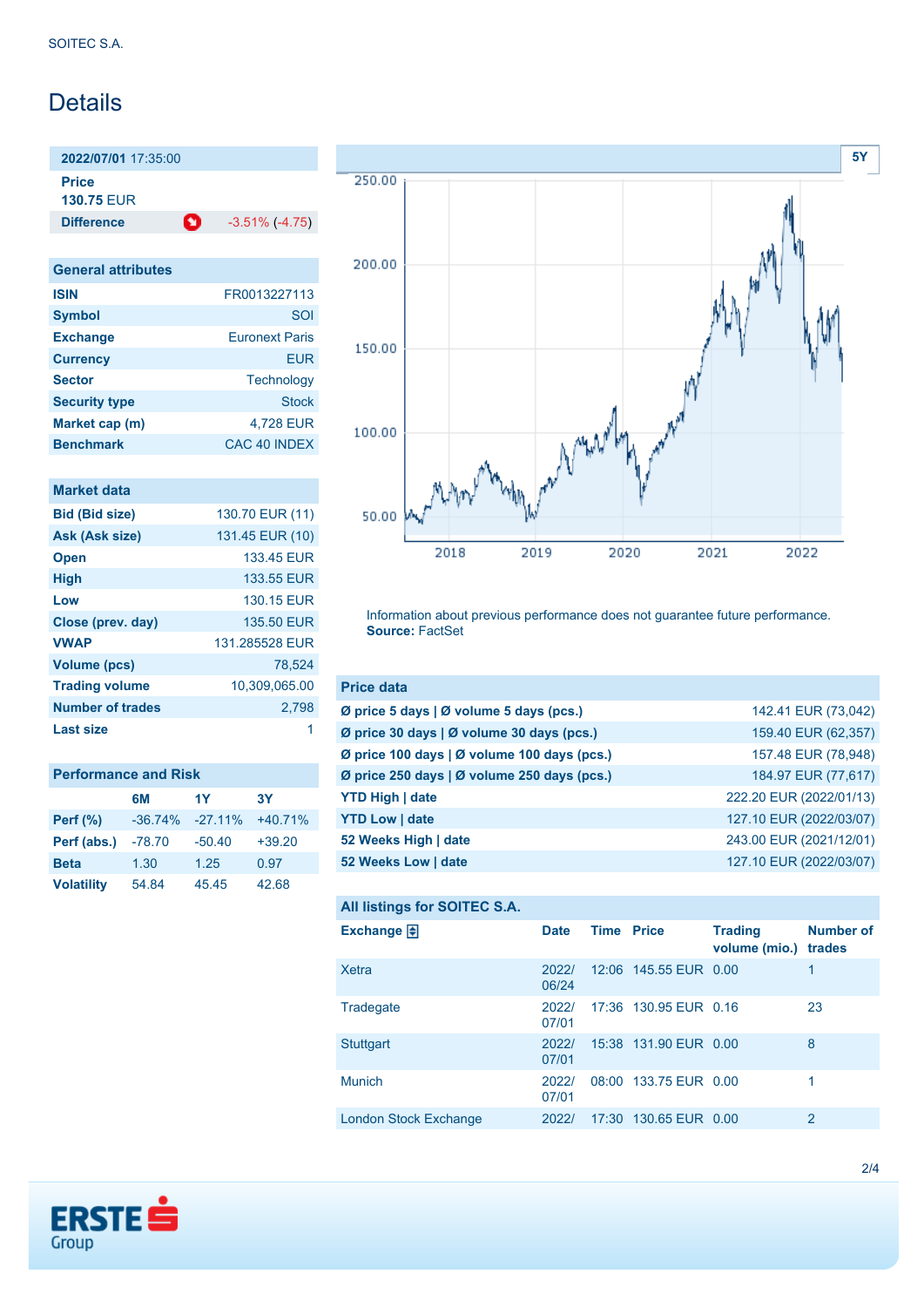SOITEC S.A.

# Details

| 2022/07/01 17:35:00 | |
|---|---|
| **Price** | |
| **130.75 EUR** | |
| **Difference** | -3.51% (-4.75) |

## General attributes

| | |
|---|---|
| **ISIN** | FR0013227113 |
| **Symbol** | SOI |
| **Exchange** | Euronext Paris |
| **Currency** | EUR |
| **Sector** | Technology |
| **Security type** | Stock |
| **Market cap (m)** | 4,728 EUR |
| **Benchmark** | CAC 40 INDEX |

## Market data

| | |
|---|---|
| **Bid (Bid size)** | 130.70 EUR (11) |
| **Ask (Ask size)** | 131.45 EUR (10) |
| **Open** | 133.45 EUR |
| **High** | 133.55 EUR |
| **Low** | 130.15 EUR |
| **Close (prev. day)** | 135.50 EUR |
| **VWAP** | 131.285528 EUR |
| **Volume (pcs)** | 78,524 |
| **Trading volume** | 10,309,065.00 |
| **Number of trades** | 2,798 |
| **Last size** | 1 |

## Performance and Risk

| | 6M | 1Y | 3Y |
|---|---|---|---|
| **Perf (%)** | -36.74% | -27.11% | +40.71% |
| **Perf (abs.)** | -78.70 | -50.40 | +39.20 |
| **Beta** | 1.30 | 1.25 | 0.97 |
| **Volatility** | 54.84 | 45.45 | 42.68 |

Information about previous performance does not guarantee future performance.
**Source:** FactSet

## Price data

| | |
|---|---|
| **Ø price 5 days \| Ø volume 5 days (pcs.)** | 142.41 EUR (73,042) |
| **Ø price 30 days \| Ø volume 30 days (pcs.)** | 159.40 EUR (62,357) |
| **Ø price 100 days \| Ø volume 100 days (pcs.)** | 157.48 EUR (78,948) |
| **Ø price 250 days \| Ø volume 250 days (pcs.)** | 184.97 EUR (77,617) |
| **YTD High \| date** | 222.20 EUR (2022/01/13) |
| **YTD Low \| date** | 127.10 EUR (2022/03/07) |
| **52 Weeks High \| date** | 243.00 EUR (2021/12/01) |
| **52 Weeks Low \| date** | 127.10 EUR (2022/03/07) |

## All listings for SOITEC S.A.

| Exchange | Date | Time | Price | Trading volume (mio.) | Number of trades |
|---|---|---|---|---|---|
| Xetra | 2022/06/24 | 12:06 | 145.55 EUR | 0.00 | 1 |
| Tradegate | 2022/07/01 | 17:36 | 130.95 EUR | 0.16 | 23 |
| Stuttgart | 2022/07/01 | 15:38 | 131.90 EUR | 0.00 | 8 |
| Munich | 2022/07/01 | 08:00 | 133.75 EUR | 0.00 | 1 |
| London Stock Exchange | 2022/ | 17:30 | 130.65 EUR | 0.00 | 2 |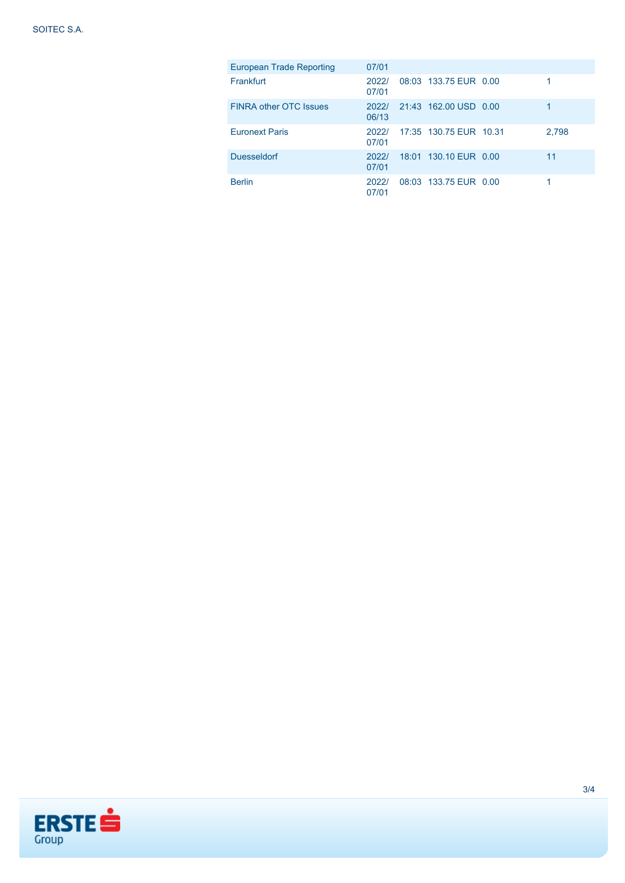| | | | | | |
|---|---|---|---|---|---|
| European Trade Reporting | 07/01 | | | | |
| Frankfurt | 2022/ 07/01 | 08:03 | 133.75 EUR | 0.00 | 1 |
| FINRA other OTC Issues | 2022/ 06/13 | 21:43 | 162.00 USD | 0.00 | 1 |
| Euronext Paris | 2022/ 07/01 | 17:35 | 130.75 EUR | 10.31 | 2,798 |
| Duesseldorf | 2022/ 07/01 | 18:01 | 130.10 EUR | 0.00 | 11 |
| Berlin | 2022/ 07/01 | 08:03 | 133.75 EUR | 0.00 | 1 |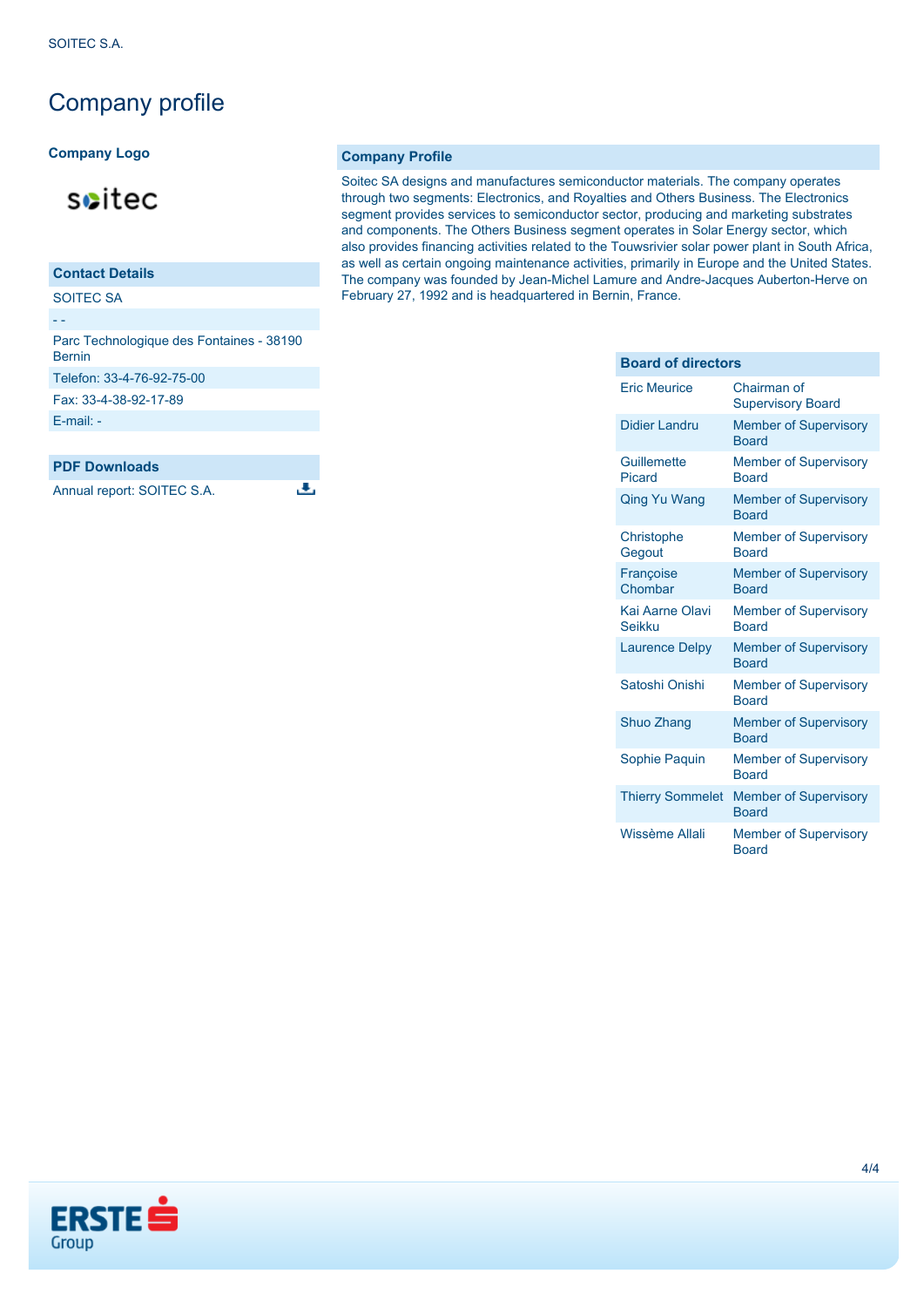# Company profile

**Company Logo**

## Contact Details

SOITEC SA

- -

Parc Technologique des Fontaines - 38190 Bernin

Telefon: 33-4-76-92-75-00

Fax: 33-4-38-92-17-89

E-mail: -

## PDF Downloads

Annual report: SOITEC S.A.

## Company Profile

Soitec SA designs and manufactures semiconductor materials. The company operates through two segments: Electronics, and Royalties and Others Business. The Electronics segment provides services to semiconductor sector, producing and marketing substrates and components. The Others Business segment operates in Solar Energy sector, which also provides financing activities related to the Touwsrivier solar power plant in South Africa, as well as certain ongoing maintenance activities, primarily in Europe and the United States. The company was founded by Jean-Michel Lamure and Andre-Jacques Auberton-Herve on February 27, 1992 and is headquartered in Bernin, France.

## Board of directors

| | |
|---|---|
| Eric Meurice | Chairman of Supervisory Board |
| Didier Landru | Member of Supervisory Board |
| Guillemette Picard | Member of Supervisory Board |
| Qing Yu Wang | Member of Supervisory Board |
| Christophe Gegout | Member of Supervisory Board |
| Françoise Chombar | Member of Supervisory Board |
| Kai Aarne Olavi Seikku | Member of Supervisory Board |
| Laurence Delpy | Member of Supervisory Board |
| Satoshi Onishi | Member of Supervisory Board |
| Shuo Zhang | Member of Supervisory Board |
| Sophie Paquin | Member of Supervisory Board |
| Thierry Sommelet | Member of Supervisory Board |
| Wissème Allali | Member of Supervisory Board |